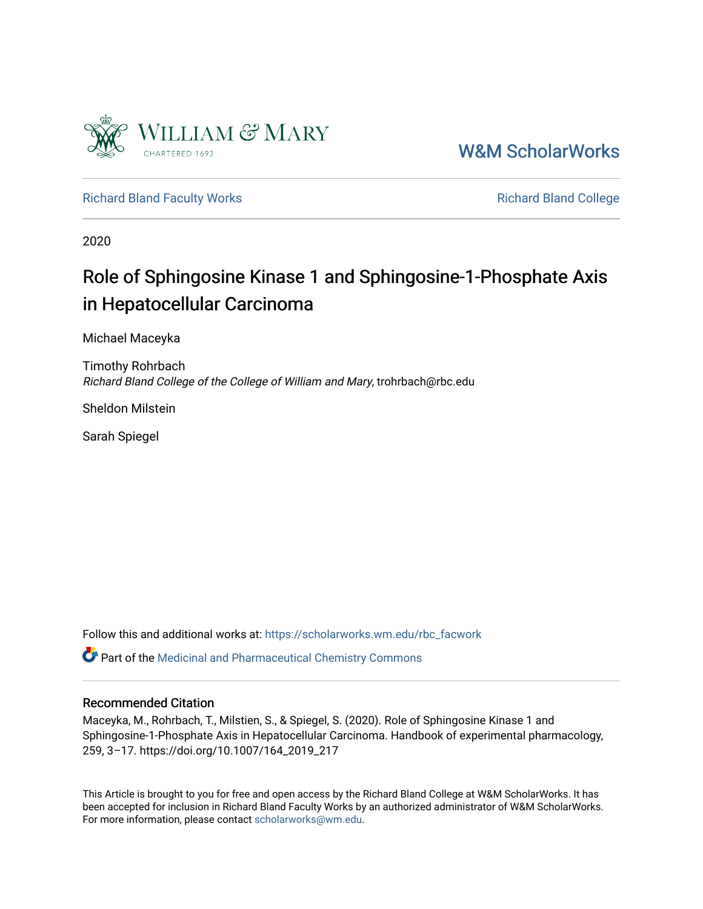W&M ScholarWorks

Richard Bland Faculty Works

Richard Bland College

2020

# Role of Sphingosine Kinase 1 and Sphingosine-1-Phosphate Axis in Hepatocellular Carcinoma

Michael Maceyka

Timothy Rohrbach
*Richard Bland College of the College of William and Mary*, trohrbach@rbc.edu

Sheldon Milstein

Sarah Spiegel

Follow this and additional works at: https://scholarworks.wm.edu/rbc_facwork

Part of the Medicinal and Pharmaceutical Chemistry Commons

## Recommended Citation

Maceyka, M., Rohrbach, T., Milstein, S., & Spiegel, S. (2020). Role of Sphingosine Kinase 1 and Sphingosine-1-Phosphate Axis in Hepatocellular Carcinoma. Handbook of experimental pharmacology, 259, 3–17. https://doi.org/10.1007/164_2019_217

This Article is brought to you for free and open access by the Richard Bland College at W&M ScholarWorks. It has been accepted for inclusion in Richard Bland Faculty Works by an authorized administrator of W&M ScholarWorks. For more information, please contact scholarworks@wm.edu.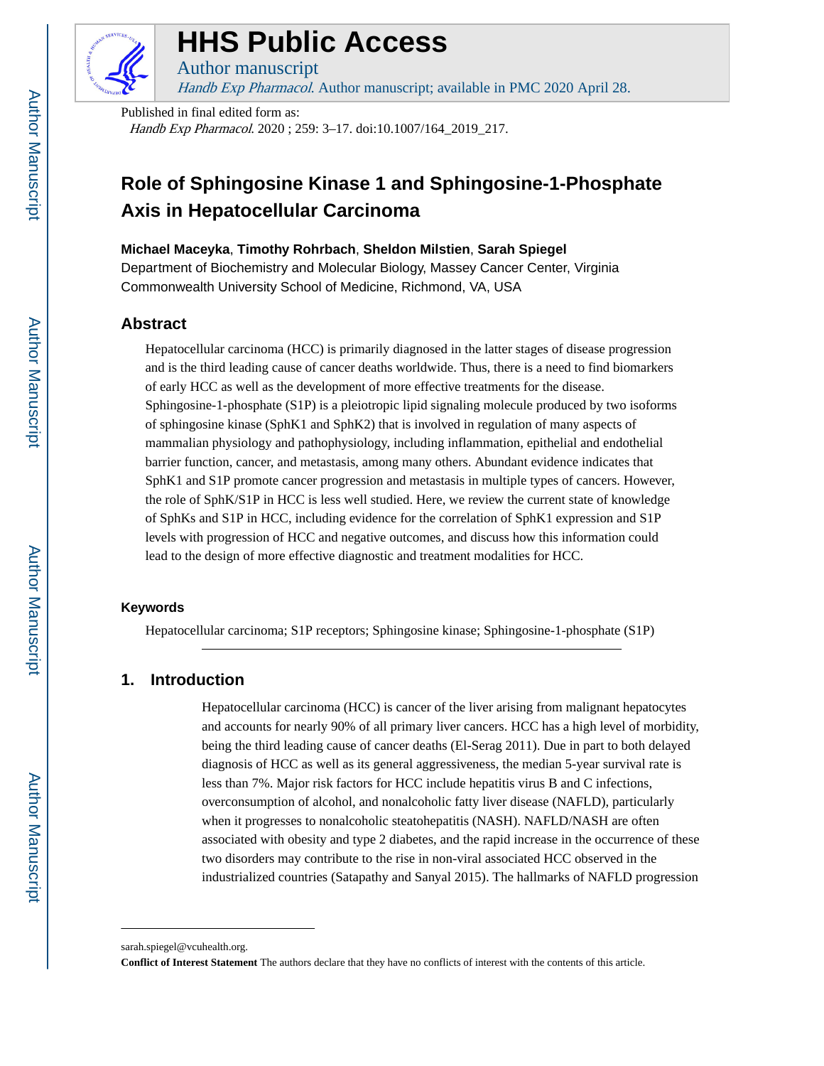# HHS Public Access

Author manuscript

*Handb Exp Pharmacol*. Author manuscript; available in PMC 2020 April 28.

Published in final edited form as:

*Handb Exp Pharmacol*. 2020 ; 259: 3–17. doi:10.1007/164_2019_217.

# Role of Sphingosine Kinase 1 and Sphingosine-1-Phosphate Axis in Hepatocellular Carcinoma

**Michael Maceyka**, **Timothy Rohrbach**, **Sheldon Milstien**, **Sarah Spiegel**

Department of Biochemistry and Molecular Biology, Massey Cancer Center, Virginia Commonwealth University School of Medicine, Richmond, VA, USA

## Abstract

Hepatocellular carcinoma (HCC) is primarily diagnosed in the latter stages of disease progression and is the third leading cause of cancer deaths worldwide. Thus, there is a need to find biomarkers of early HCC as well as the development of more effective treatments for the disease. Sphingosine-1-phosphate (S1P) is a pleiotropic lipid signaling molecule produced by two isoforms of sphingosine kinase (SphK1 and SphK2) that is involved in regulation of many aspects of mammalian physiology and pathophysiology, including inflammation, epithelial and endothelial barrier function, cancer, and metastasis, among many others. Abundant evidence indicates that SphK1 and S1P promote cancer progression and metastasis in multiple types of cancers. However, the role of SphK/S1P in HCC is less well studied. Here, we review the current state of knowledge of SphKs and S1P in HCC, including evidence for the correlation of SphK1 expression and S1P levels with progression of HCC and negative outcomes, and discuss how this information could lead to the design of more effective diagnostic and treatment modalities for HCC.

### Keywords

Hepatocellular carcinoma; S1P receptors; Sphingosine kinase; Sphingosine-1-phosphate (S1P)

## 1. Introduction

Hepatocellular carcinoma (HCC) is cancer of the liver arising from malignant hepatocytes and accounts for nearly 90% of all primary liver cancers. HCC has a high level of morbidity, being the third leading cause of cancer deaths (El-Serag 2011). Due in part to both delayed diagnosis of HCC as well as its general aggressiveness, the median 5-year survival rate is less than 7%. Major risk factors for HCC include hepatitis virus B and C infections, overconsumption of alcohol, and nonalcoholic fatty liver disease (NAFLD), particularly when it progresses to nonalcoholic steatohepatitis (NASH). NAFLD/NASH are often associated with obesity and type 2 diabetes, and the rapid increase in the occurrence of these two disorders may contribute to the rise in non-viral associated HCC observed in the industrialized countries (Satapathy and Sanyal 2015). The hallmarks of NAFLD progression

sarah.spiegel@vcuhealth.org.

**Conflict of Interest Statement** The authors declare that they have no conflicts of interest with the contents of this article.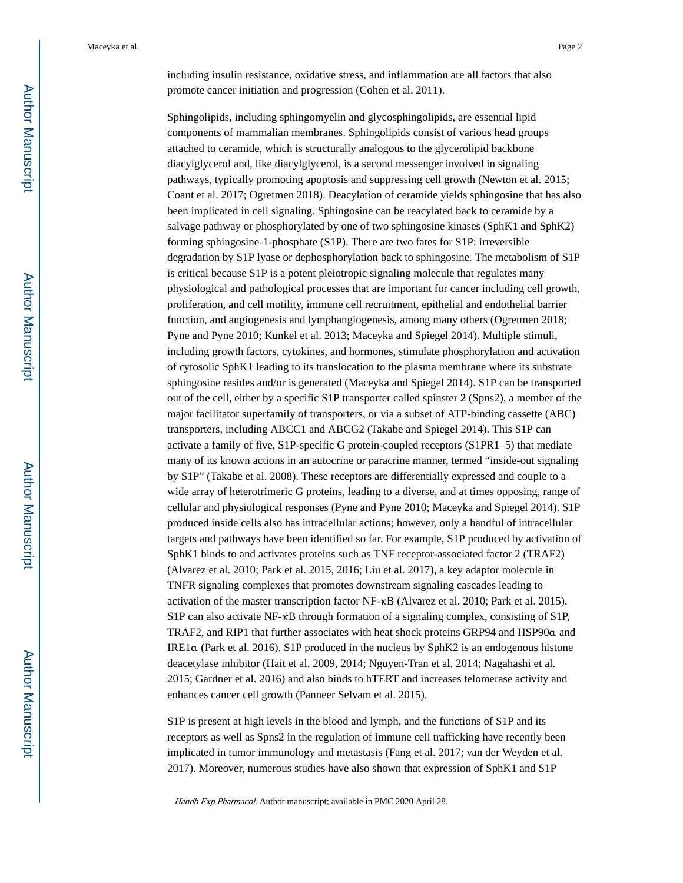including insulin resistance, oxidative stress, and inflammation are all factors that also promote cancer initiation and progression (Cohen et al. 2011).

Sphingolipids, including sphingomyelin and glycosphingolipids, are essential lipid components of mammalian membranes. Sphingolipids consist of various head groups attached to ceramide, which is structurally analogous to the glycerolipid backbone diacylglycerol and, like diacylglycerol, is a second messenger involved in signaling pathways, typically promoting apoptosis and suppressing cell growth (Newton et al. 2015; Coant et al. 2017; Ogretmen 2018). Deacylation of ceramide yields sphingosine that has also been implicated in cell signaling. Sphingosine can be reacylated back to ceramide by a salvage pathway or phosphorylated by one of two sphingosine kinases (SphK1 and SphK2) forming sphingosine-1-phosphate (S1P). There are two fates for S1P: irreversible degradation by S1P lyase or dephosphorylation back to sphingosine. The metabolism of S1P is critical because S1P is a potent pleiotropic signaling molecule that regulates many physiological and pathological processes that are important for cancer including cell growth, proliferation, and cell motility, immune cell recruitment, epithelial and endothelial barrier function, and angiogenesis and lymphangiogenesis, among many others (Ogretmen 2018; Pyne and Pyne 2010; Kunkel et al. 2013; Maceyka and Spiegel 2014). Multiple stimuli, including growth factors, cytokines, and hormones, stimulate phosphorylation and activation of cytosolic SphK1 leading to its translocation to the plasma membrane where its substrate sphingosine resides and/or is generated (Maceyka and Spiegel 2014). S1P can be transported out of the cell, either by a specific S1P transporter called spinster 2 (Spns2), a member of the major facilitator superfamily of transporters, or via a subset of ATP-binding cassette (ABC) transporters, including ABCC1 and ABCG2 (Takabe and Spiegel 2014). This S1P can activate a family of five, S1P-specific G protein-coupled receptors (S1PR1–5) that mediate many of its known actions in an autocrine or paracrine manner, termed "inside-out signaling by S1P" (Takabe et al. 2008). These receptors are differentially expressed and couple to a wide array of heterotrimeric G proteins, leading to a diverse, and at times opposing, range of cellular and physiological responses (Pyne and Pyne 2010; Maceyka and Spiegel 2014). S1P produced inside cells also has intracellular actions; however, only a handful of intracellular targets and pathways have been identified so far. For example, S1P produced by activation of SphK1 binds to and activates proteins such as TNF receptor-associated factor 2 (TRAF2) (Alvarez et al. 2010; Park et al. 2015, 2016; Liu et al. 2017), a key adaptor molecule in TNFR signaling complexes that promotes downstream signaling cascades leading to activation of the master transcription factor NF-κB (Alvarez et al. 2010; Park et al. 2015). S1P can also activate NF-κB through formation of a signaling complex, consisting of S1P, TRAF2, and RIP1 that further associates with heat shock proteins GRP94 and HSP90α and IRE1α (Park et al. 2016). S1P produced in the nucleus by SphK2 is an endogenous histone deacetylase inhibitor (Hait et al. 2009, 2014; Nguyen-Tran et al. 2014; Nagahashi et al. 2015; Gardner et al. 2016) and also binds to hTERT and increases telomerase activity and enhances cancer cell growth (Panneer Selvam et al. 2015).

S1P is present at high levels in the blood and lymph, and the functions of S1P and its receptors as well as Spns2 in the regulation of immune cell trafficking have recently been implicated in tumor immunology and metastasis (Fang et al. 2017; van der Weyden et al. 2017). Moreover, numerous studies have also shown that expression of SphK1 and S1P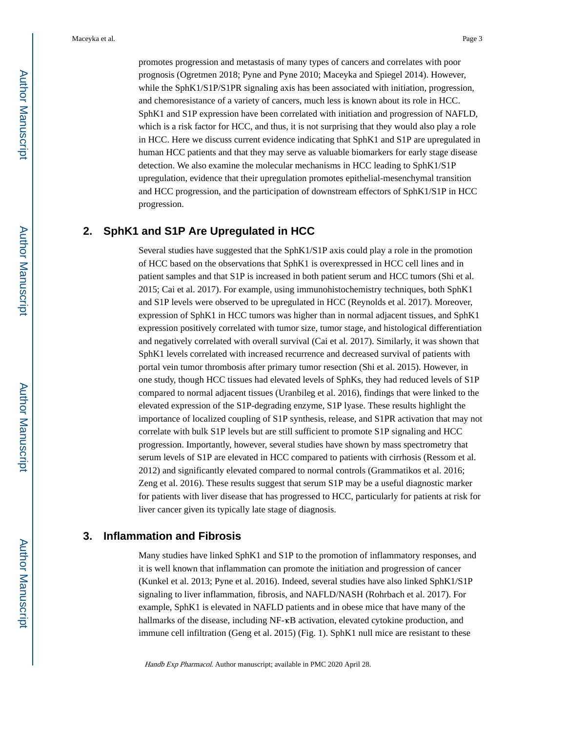promotes progression and metastasis of many types of cancers and correlates with poor prognosis (Ogretmen 2018; Pyne and Pyne 2010; Maceyka and Spiegel 2014). However, while the SphK1/S1P/S1PR signaling axis has been associated with initiation, progression, and chemoresistance of a variety of cancers, much less is known about its role in HCC. SphK1 and S1P expression have been correlated with initiation and progression of NAFLD, which is a risk factor for HCC, and thus, it is not surprising that they would also play a role in HCC. Here we discuss current evidence indicating that SphK1 and S1P are upregulated in human HCC patients and that they may serve as valuable biomarkers for early stage disease detection. We also examine the molecular mechanisms in HCC leading to SphK1/S1P upregulation, evidence that their upregulation promotes epithelial-mesenchymal transition and HCC progression, and the participation of downstream effectors of SphK1/S1P in HCC progression.

## 2. SphK1 and S1P Are Upregulated in HCC

Several studies have suggested that the SphK1/S1P axis could play a role in the promotion of HCC based on the observations that SphK1 is overexpressed in HCC cell lines and in patient samples and that S1P is increased in both patient serum and HCC tumors (Shi et al. 2015; Cai et al. 2017). For example, using immunohistochemistry techniques, both SphK1 and S1P levels were observed to be upregulated in HCC (Reynolds et al. 2017). Moreover, expression of SphK1 in HCC tumors was higher than in normal adjacent tissues, and SphK1 expression positively correlated with tumor size, tumor stage, and histological differentiation and negatively correlated with overall survival (Cai et al. 2017). Similarly, it was shown that SphK1 levels correlated with increased recurrence and decreased survival of patients with portal vein tumor thrombosis after primary tumor resection (Shi et al. 2015). However, in one study, though HCC tissues had elevated levels of SphKs, they had reduced levels of S1P compared to normal adjacent tissues (Uranbileg et al. 2016), findings that were linked to the elevated expression of the S1P-degrading enzyme, S1P lyase. These results highlight the importance of localized coupling of S1P synthesis, release, and S1PR activation that may not correlate with bulk S1P levels but are still sufficient to promote S1P signaling and HCC progression. Importantly, however, several studies have shown by mass spectrometry that serum levels of S1P are elevated in HCC compared to patients with cirrhosis (Ressom et al. 2012) and significantly elevated compared to normal controls (Grammatikos et al. 2016; Zeng et al. 2016). These results suggest that serum S1P may be a useful diagnostic marker for patients with liver disease that has progressed to HCC, particularly for patients at risk for liver cancer given its typically late stage of diagnosis.

## 3. Inflammation and Fibrosis

Many studies have linked SphK1 and S1P to the promotion of inflammatory responses, and it is well known that inflammation can promote the initiation and progression of cancer (Kunkel et al. 2013; Pyne et al. 2016). Indeed, several studies have also linked SphK1/S1P signaling to liver inflammation, fibrosis, and NAFLD/NASH (Rohrbach et al. 2017). For example, SphK1 is elevated in NAFLD patients and in obese mice that have many of the hallmarks of the disease, including NF-κB activation, elevated cytokine production, and immune cell infiltration (Geng et al. 2015) (Fig. 1). SphK1 null mice are resistant to these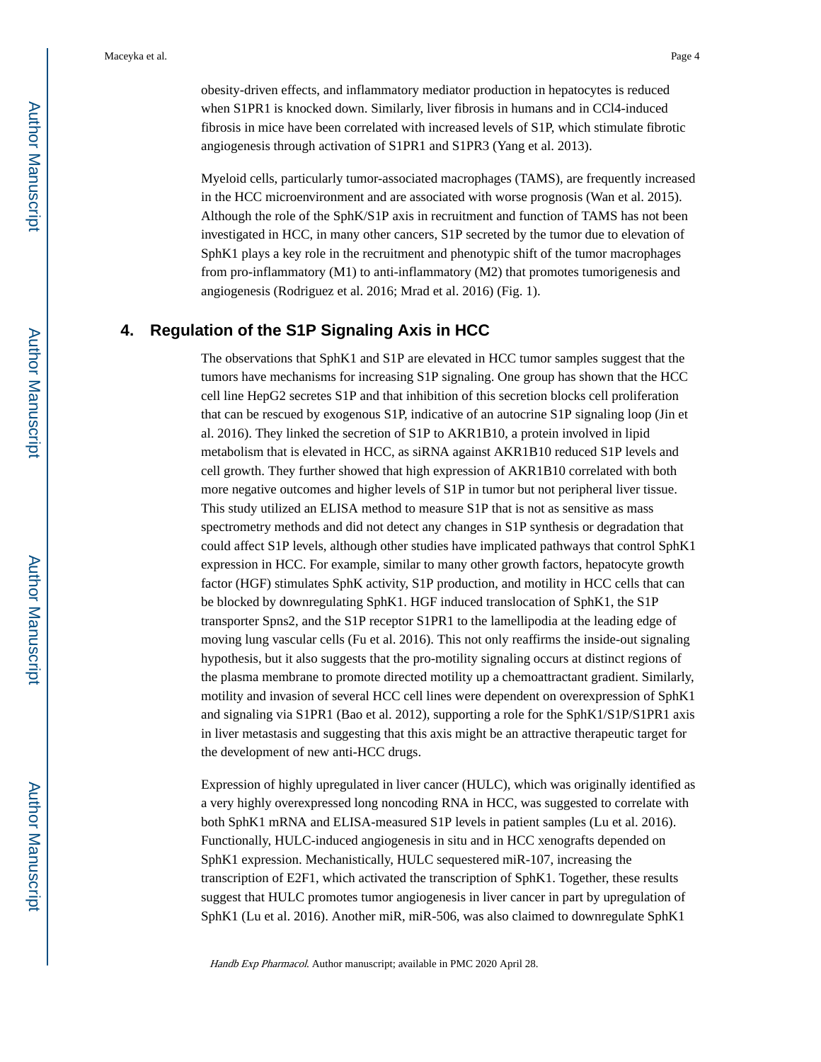obesity-driven effects, and inflammatory mediator production in hepatocytes is reduced when S1PR1 is knocked down. Similarly, liver fibrosis in humans and in CCl4-induced fibrosis in mice have been correlated with increased levels of S1P, which stimulate fibrotic angiogenesis through activation of S1PR1 and S1PR3 (Yang et al. 2013).

Myeloid cells, particularly tumor-associated macrophages (TAMS), are frequently increased in the HCC microenvironment and are associated with worse prognosis (Wan et al. 2015). Although the role of the SphK/S1P axis in recruitment and function of TAMS has not been investigated in HCC, in many other cancers, S1P secreted by the tumor due to elevation of SphK1 plays a key role in the recruitment and phenotypic shift of the tumor macrophages from pro-inflammatory (M1) to anti-inflammatory (M2) that promotes tumorigenesis and angiogenesis (Rodriguez et al. 2016; Mrad et al. 2016) (Fig. 1).

## 4. Regulation of the S1P Signaling Axis in HCC

The observations that SphK1 and S1P are elevated in HCC tumor samples suggest that the tumors have mechanisms for increasing S1P signaling. One group has shown that the HCC cell line HepG2 secretes S1P and that inhibition of this secretion blocks cell proliferation that can be rescued by exogenous S1P, indicative of an autocrine S1P signaling loop (Jin et al. 2016). They linked the secretion of S1P to AKR1B10, a protein involved in lipid metabolism that is elevated in HCC, as siRNA against AKR1B10 reduced S1P levels and cell growth. They further showed that high expression of AKR1B10 correlated with both more negative outcomes and higher levels of S1P in tumor but not peripheral liver tissue. This study utilized an ELISA method to measure S1P that is not as sensitive as mass spectrometry methods and did not detect any changes in S1P synthesis or degradation that could affect S1P levels, although other studies have implicated pathways that control SphK1 expression in HCC. For example, similar to many other growth factors, hepatocyte growth factor (HGF) stimulates SphK activity, S1P production, and motility in HCC cells that can be blocked by downregulating SphK1. HGF induced translocation of SphK1, the S1P transporter Spns2, and the S1P receptor S1PR1 to the lamellipodia at the leading edge of moving lung vascular cells (Fu et al. 2016). This not only reaffirms the inside-out signaling hypothesis, but it also suggests that the pro-motility signaling occurs at distinct regions of the plasma membrane to promote directed motility up a chemoattractant gradient. Similarly, motility and invasion of several HCC cell lines were dependent on overexpression of SphK1 and signaling via S1PR1 (Bao et al. 2012), supporting a role for the SphK1/S1P/S1PR1 axis in liver metastasis and suggesting that this axis might be an attractive therapeutic target for the development of new anti-HCC drugs.

Expression of highly upregulated in liver cancer (HULC), which was originally identified as a very highly overexpressed long noncoding RNA in HCC, was suggested to correlate with both SphK1 mRNA and ELISA-measured S1P levels in patient samples (Lu et al. 2016). Functionally, HULC-induced angiogenesis in situ and in HCC xenografts depended on SphK1 expression. Mechanistically, HULC sequestered miR-107, increasing the transcription of E2F1, which activated the transcription of SphK1. Together, these results suggest that HULC promotes tumor angiogenesis in liver cancer in part by upregulation of SphK1 (Lu et al. 2016). Another miR, miR-506, was also claimed to downregulate SphK1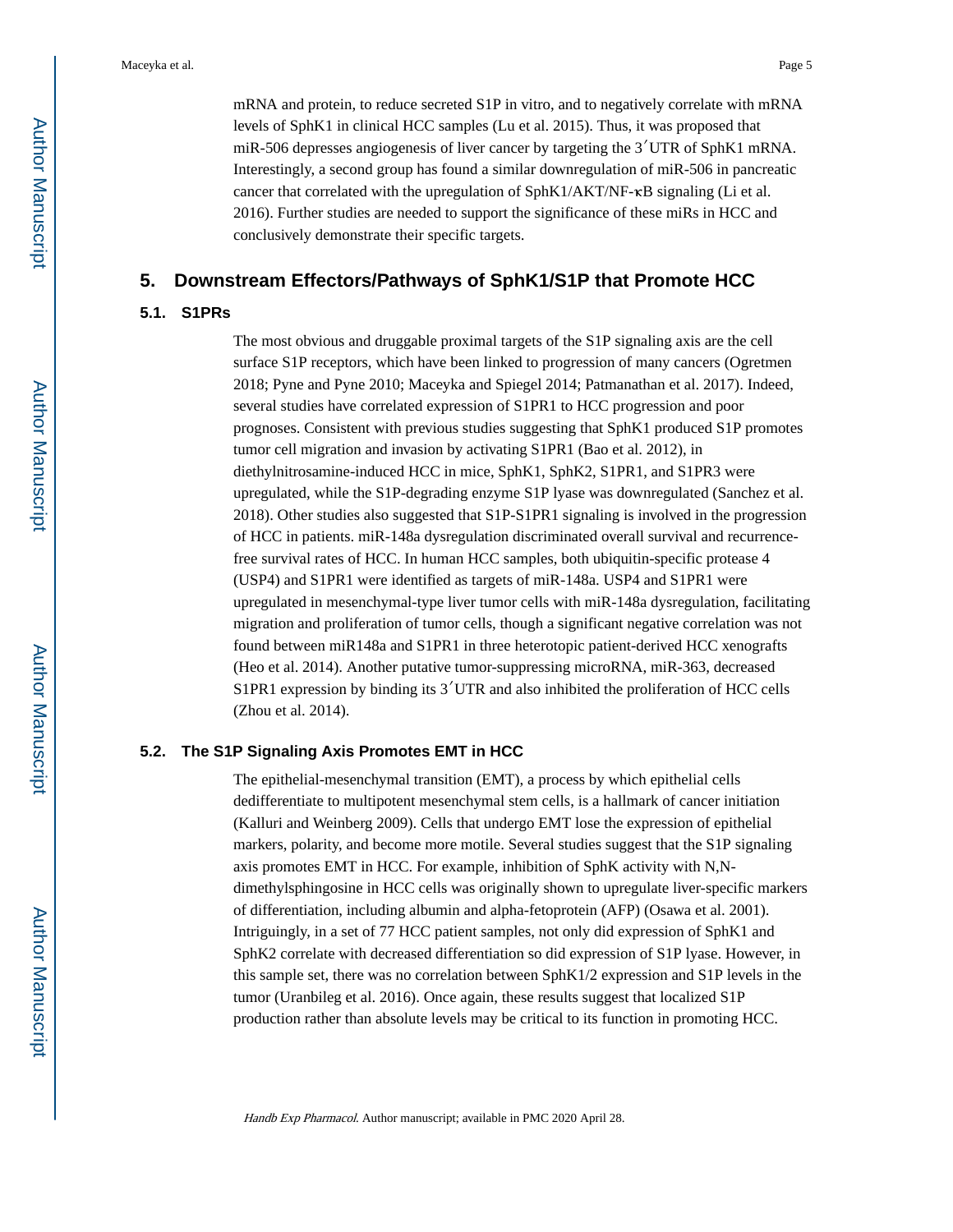mRNA and protein, to reduce secreted S1P in vitro, and to negatively correlate with mRNA levels of SphK1 in clinical HCC samples (Lu et al. 2015). Thus, it was proposed that miR-506 depresses angiogenesis of liver cancer by targeting the 3′UTR of SphK1 mRNA. Interestingly, a second group has found a similar downregulation of miR-506 in pancreatic cancer that correlated with the upregulation of SphK1/AKT/NF-κB signaling (Li et al. 2016). Further studies are needed to support the significance of these miRs in HCC and conclusively demonstrate their specific targets.

## 5. Downstream Effectors/Pathways of SphK1/S1P that Promote HCC

### 5.1. S1PRs

The most obvious and druggable proximal targets of the S1P signaling axis are the cell surface S1P receptors, which have been linked to progression of many cancers (Ogretmen 2018; Pyne and Pyne 2010; Maceyka and Spiegel 2014; Patmanathan et al. 2017). Indeed, several studies have correlated expression of S1PR1 to HCC progression and poor prognoses. Consistent with previous studies suggesting that SphK1 produced S1P promotes tumor cell migration and invasion by activating S1PR1 (Bao et al. 2012), in diethylnitrosamine-induced HCC in mice, SphK1, SphK2, S1PR1, and S1PR3 were upregulated, while the S1P-degrading enzyme S1P lyase was downregulated (Sanchez et al. 2018). Other studies also suggested that S1P-S1PR1 signaling is involved in the progression of HCC in patients. miR-148a dysregulation discriminated overall survival and recurrence-free survival rates of HCC. In human HCC samples, both ubiquitin-specific protease 4 (USP4) and S1PR1 were identified as targets of miR-148a. USP4 and S1PR1 were upregulated in mesenchymal-type liver tumor cells with miR-148a dysregulation, facilitating migration and proliferation of tumor cells, though a significant negative correlation was not found between miR148a and S1PR1 in three heterotopic patient-derived HCC xenografts (Heo et al. 2014). Another putative tumor-suppressing microRNA, miR-363, decreased S1PR1 expression by binding its 3′UTR and also inhibited the proliferation of HCC cells (Zhou et al. 2014).

### 5.2. The S1P Signaling Axis Promotes EMT in HCC

The epithelial-mesenchymal transition (EMT), a process by which epithelial cells dedifferentiate to multipotent mesenchymal stem cells, is a hallmark of cancer initiation (Kalluri and Weinberg 2009). Cells that undergo EMT lose the expression of epithelial markers, polarity, and become more motile. Several studies suggest that the S1P signaling axis promotes EMT in HCC. For example, inhibition of SphK activity with N,N-dimethylsphingosine in HCC cells was originally shown to upregulate liver-specific markers of differentiation, including albumin and alpha-fetoprotein (AFP) (Osawa et al. 2001). Intriguingly, in a set of 77 HCC patient samples, not only did expression of SphK1 and SphK2 correlate with decreased differentiation so did expression of S1P lyase. However, in this sample set, there was no correlation between SphK1/2 expression and S1P levels in the tumor (Uranbileg et al. 2016). Once again, these results suggest that localized S1P production rather than absolute levels may be critical to its function in promoting HCC.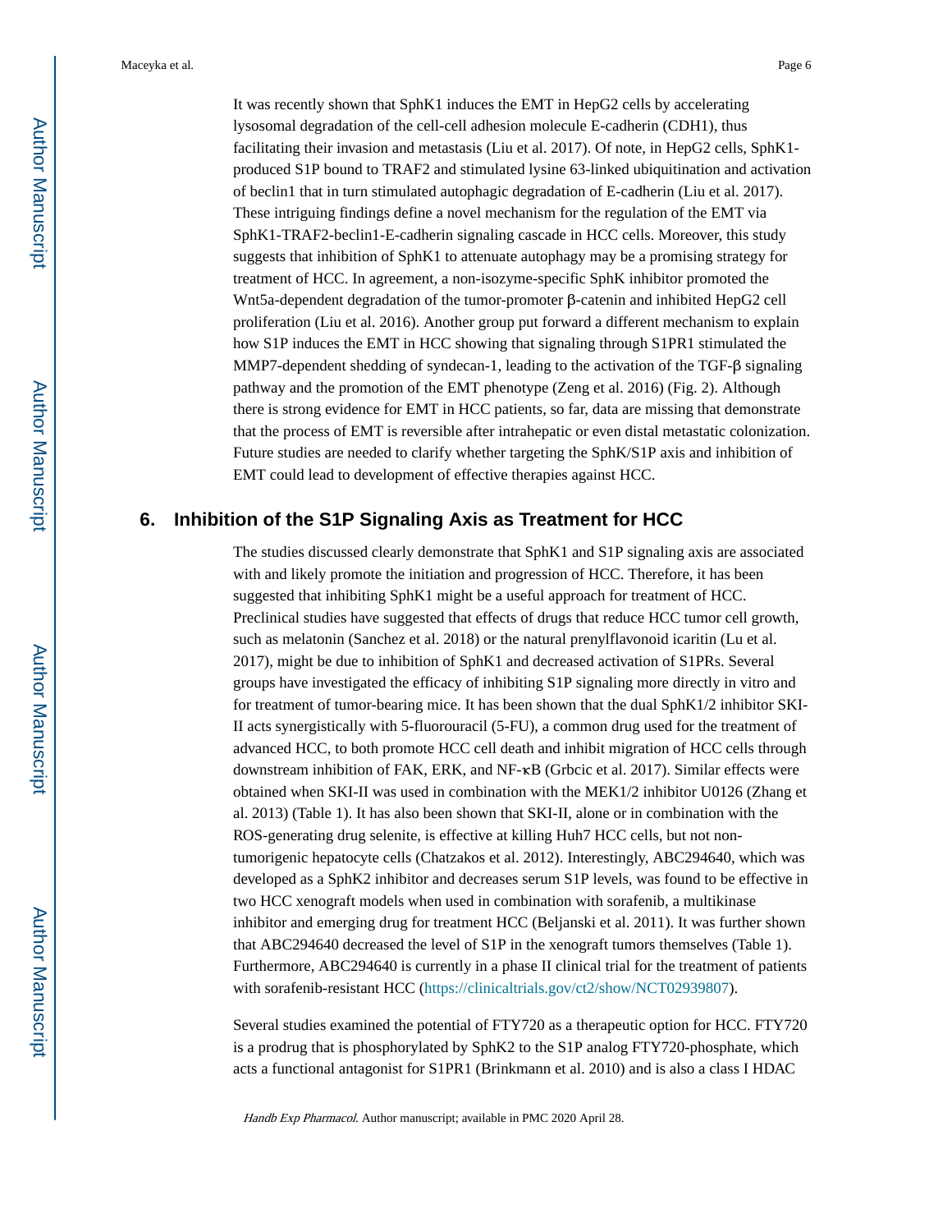It was recently shown that SphK1 induces the EMT in HepG2 cells by accelerating lysosomal degradation of the cell-cell adhesion molecule E-cadherin (CDH1), thus facilitating their invasion and metastasis (Liu et al. 2017). Of note, in HepG2 cells, SphK1-produced S1P bound to TRAF2 and stimulated lysine 63-linked ubiquitination and activation of beclin1 that in turn stimulated autophagic degradation of E-cadherin (Liu et al. 2017). These intriguing findings define a novel mechanism for the regulation of the EMT via SphK1-TRAF2-beclin1-E-cadherin signaling cascade in HCC cells. Moreover, this study suggests that inhibition of SphK1 to attenuate autophagy may be a promising strategy for treatment of HCC. In agreement, a non-isozyme-specific SphK inhibitor promoted the Wnt5a-dependent degradation of the tumor-promoter β-catenin and inhibited HepG2 cell proliferation (Liu et al. 2016). Another group put forward a different mechanism to explain how S1P induces the EMT in HCC showing that signaling through S1PR1 stimulated the MMP7-dependent shedding of syndecan-1, leading to the activation of the TGF-β signaling pathway and the promotion of the EMT phenotype (Zeng et al. 2016) (Fig. 2). Although there is strong evidence for EMT in HCC patients, so far, data are missing that demonstrate that the process of EMT is reversible after intrahepatic or even distal metastatic colonization. Future studies are needed to clarify whether targeting the SphK/S1P axis and inhibition of EMT could lead to development of effective therapies against HCC.

## 6. Inhibition of the S1P Signaling Axis as Treatment for HCC

The studies discussed clearly demonstrate that SphK1 and S1P signaling axis are associated with and likely promote the initiation and progression of HCC. Therefore, it has been suggested that inhibiting SphK1 might be a useful approach for treatment of HCC. Preclinical studies have suggested that effects of drugs that reduce HCC tumor cell growth, such as melatonin (Sanchez et al. 2018) or the natural prenylflavonoid icaritin (Lu et al. 2017), might be due to inhibition of SphK1 and decreased activation of S1PRs. Several groups have investigated the efficacy of inhibiting S1P signaling more directly in vitro and for treatment of tumor-bearing mice. It has been shown that the dual SphK1/2 inhibitor SKI-II acts synergistically with 5-fluorouracil (5-FU), a common drug used for the treatment of advanced HCC, to both promote HCC cell death and inhibit migration of HCC cells through downstream inhibition of FAK, ERK, and NF-κB (Grbcic et al. 2017). Similar effects were obtained when SKI-II was used in combination with the MEK1/2 inhibitor U0126 (Zhang et al. 2013) (Table 1). It has also been shown that SKI-II, alone or in combination with the ROS-generating drug selenite, is effective at killing Huh7 HCC cells, but not non-tumorigenic hepatocyte cells (Chatzakos et al. 2012). Interestingly, ABC294640, which was developed as a SphK2 inhibitor and decreases serum S1P levels, was found to be effective in two HCC xenograft models when used in combination with sorafenib, a multikinase inhibitor and emerging drug for treatment HCC (Beljanski et al. 2011). It was further shown that ABC294640 decreased the level of S1P in the xenograft tumors themselves (Table 1). Furthermore, ABC294640 is currently in a phase II clinical trial for the treatment of patients with sorafenib-resistant HCC (https://clinicaltrials.gov/ct2/show/NCT02939807).

Several studies examined the potential of FTY720 as a therapeutic option for HCC. FTY720 is a prodrug that is phosphorylated by SphK2 to the S1P analog FTY720-phosphate, which acts a functional antagonist for S1PR1 (Brinkmann et al. 2010) and is also a class I HDAC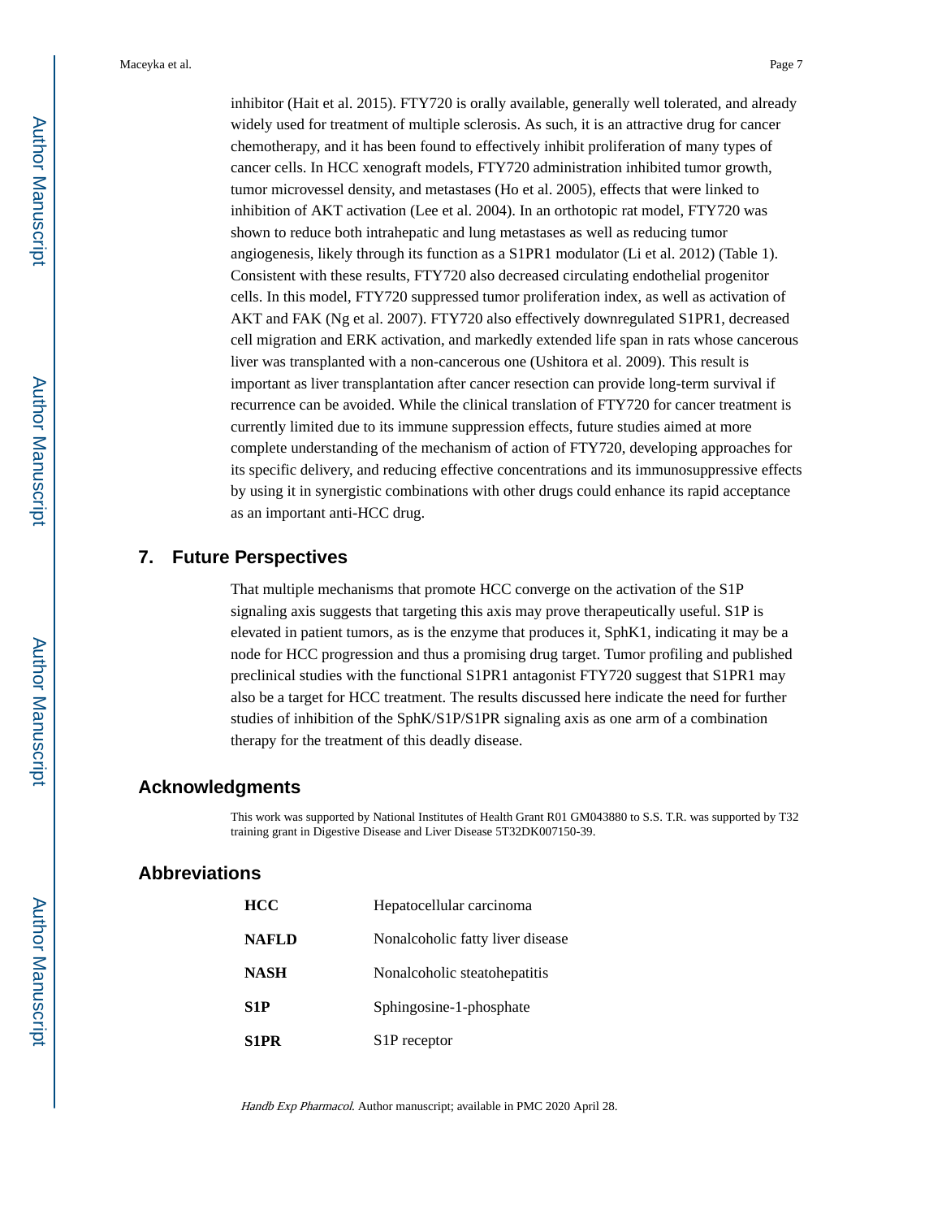inhibitor (Hait et al. 2015). FTY720 is orally available, generally well tolerated, and already widely used for treatment of multiple sclerosis. As such, it is an attractive drug for cancer chemotherapy, and it has been found to effectively inhibit proliferation of many types of cancer cells. In HCC xenograft models, FTY720 administration inhibited tumor growth, tumor microvessel density, and metastases (Ho et al. 2005), effects that were linked to inhibition of AKT activation (Lee et al. 2004). In an orthotopic rat model, FTY720 was shown to reduce both intrahepatic and lung metastases as well as reducing tumor angiogenesis, likely through its function as a S1PR1 modulator (Li et al. 2012) (Table 1). Consistent with these results, FTY720 also decreased circulating endothelial progenitor cells. In this model, FTY720 suppressed tumor proliferation index, as well as activation of AKT and FAK (Ng et al. 2007). FTY720 also effectively downregulated S1PR1, decreased cell migration and ERK activation, and markedly extended life span in rats whose cancerous liver was transplanted with a non-cancerous one (Ushitora et al. 2009). This result is important as liver transplantation after cancer resection can provide long-term survival if recurrence can be avoided. While the clinical translation of FTY720 for cancer treatment is currently limited due to its immune suppression effects, future studies aimed at more complete understanding of the mechanism of action of FTY720, developing approaches for its specific delivery, and reducing effective concentrations and its immunosuppressive effects by using it in synergistic combinations with other drugs could enhance its rapid acceptance as an important anti-HCC drug.

## 7. Future Perspectives

That multiple mechanisms that promote HCC converge on the activation of the S1P signaling axis suggests that targeting this axis may prove therapeutically useful. S1P is elevated in patient tumors, as is the enzyme that produces it, SphK1, indicating it may be a node for HCC progression and thus a promising drug target. Tumor profiling and published preclinical studies with the functional S1PR1 antagonist FTY720 suggest that S1PR1 may also be a target for HCC treatment. The results discussed here indicate the need for further studies of inhibition of the SphK/S1P/S1PR signaling axis as one arm of a combination therapy for the treatment of this deadly disease.

## Acknowledgments

This work was supported by National Institutes of Health Grant R01 GM043880 to S.S. T.R. was supported by T32 training grant in Digestive Disease and Liver Disease 5T32DK007150-39.

## Abbreviations

| | |
|---|---|
| **HCC** | Hepatocellular carcinoma |
| **NAFLD** | Nonalcoholic fatty liver disease |
| **NASH** | Nonalcoholic steatohepatitis |
| **S1P** | Sphingosine-1-phosphate |
| **S1PR** | S1P receptor |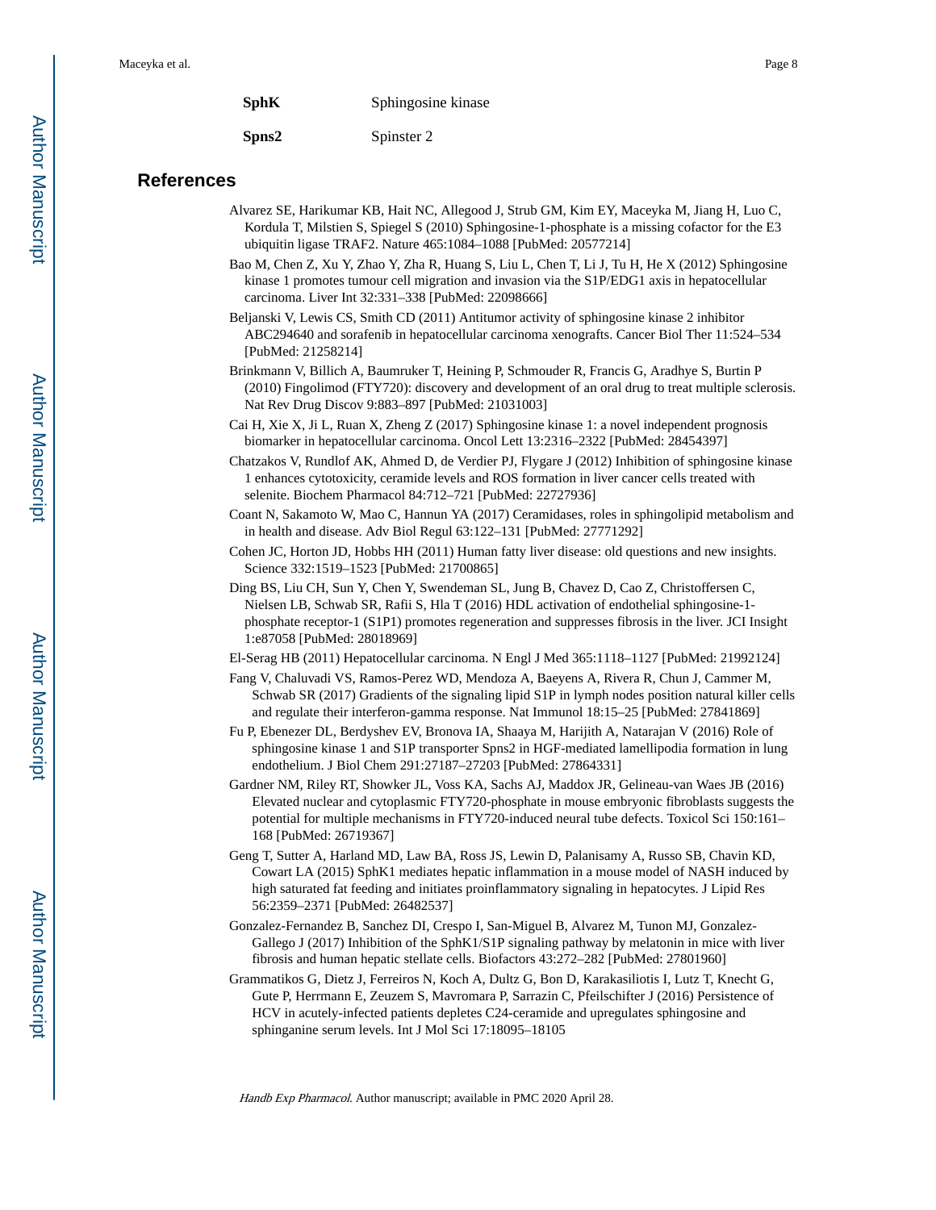| | |
|---|---|
| **SphK** | Sphingosine kinase |
| **Spns2** | Spinster 2 |

## References

Alvarez SE, Harikumar KB, Hait NC, Allegood J, Strub GM, Kim EY, Maceyka M, Jiang H, Luo C, Kordula T, Milstien S, Spiegel S (2010) Sphingosine-1-phosphate is a missing cofactor for the E3 ubiquitin ligase TRAF2. Nature 465:1084–1088 [PubMed: 20577214]

Bao M, Chen Z, Xu Y, Zhao Y, Zha R, Huang S, Liu L, Chen T, Li J, Tu H, He X (2012) Sphingosine kinase 1 promotes tumour cell migration and invasion via the S1P/EDG1 axis in hepatocellular carcinoma. Liver Int 32:331–338 [PubMed: 22098666]

Beljanski V, Lewis CS, Smith CD (2011) Antitumor activity of sphingosine kinase 2 inhibitor ABC294640 and sorafenib in hepatocellular carcinoma xenografts. Cancer Biol Ther 11:524–534 [PubMed: 21258214]

Brinkmann V, Billich A, Baumruker T, Heining P, Schmouder R, Francis G, Aradhye S, Burtin P (2010) Fingolimod (FTY720): discovery and development of an oral drug to treat multiple sclerosis. Nat Rev Drug Discov 9:883–897 [PubMed: 21031003]

Cai H, Xie X, Ji L, Ruan X, Zheng Z (2017) Sphingosine kinase 1: a novel independent prognosis biomarker in hepatocellular carcinoma. Oncol Lett 13:2316–2322 [PubMed: 28454397]

Chatzakos V, Rundlof AK, Ahmed D, de Verdier PJ, Flygare J (2012) Inhibition of sphingosine kinase 1 enhances cytotoxicity, ceramide levels and ROS formation in liver cancer cells treated with selenite. Biochem Pharmacol 84:712–721 [PubMed: 22727936]

Coant N, Sakamoto W, Mao C, Hannun YA (2017) Ceramidases, roles in sphingolipid metabolism and in health and disease. Adv Biol Regul 63:122–131 [PubMed: 27771292]

Cohen JC, Horton JD, Hobbs HH (2011) Human fatty liver disease: old questions and new insights. Science 332:1519–1523 [PubMed: 21700865]

Ding BS, Liu CH, Sun Y, Chen Y, Swendeman SL, Jung B, Chavez D, Cao Z, Christoffersen C, Nielsen LB, Schwab SR, Rafii S, Hla T (2016) HDL activation of endothelial sphingosine-1-phosphate receptor-1 (S1P1) promotes regeneration and suppresses fibrosis in the liver. JCI Insight 1:e87058 [PubMed: 28018969]

El-Serag HB (2011) Hepatocellular carcinoma. N Engl J Med 365:1118–1127 [PubMed: 21992124]

Fang V, Chaluvadi VS, Ramos-Perez WD, Mendoza A, Baeyens A, Rivera R, Chun J, Cammer M, Schwab SR (2017) Gradients of the signaling lipid S1P in lymph nodes position natural killer cells and regulate their interferon-gamma response. Nat Immunol 18:15–25 [PubMed: 27841869]

Fu P, Ebenezer DL, Berdyshev EV, Bronova IA, Shaaya M, Harijith A, Natarajan V (2016) Role of sphingosine kinase 1 and S1P transporter Spns2 in HGF-mediated lamellipodia formation in lung endothelium. J Biol Chem 291:27187–27203 [PubMed: 27864331]

Gardner NM, Riley RT, Showker JL, Voss KA, Sachs AJ, Maddox JR, Gelineau-van Waes JB (2016) Elevated nuclear and cytoplasmic FTY720-phosphate in mouse embryonic fibroblasts suggests the potential for multiple mechanisms in FTY720-induced neural tube defects. Toxicol Sci 150:161–168 [PubMed: 26719367]

Geng T, Sutter A, Harland MD, Law BA, Ross JS, Lewin D, Palanisamy A, Russo SB, Chavin KD, Cowart LA (2015) SphK1 mediates hepatic inflammation in a mouse model of NASH induced by high saturated fat feeding and initiates proinflammatory signaling in hepatocytes. J Lipid Res 56:2359–2371 [PubMed: 26482537]

Gonzalez-Fernandez B, Sanchez DI, Crespo I, San-Miguel B, Alvarez M, Tunon MJ, Gonzalez-Gallego J (2017) Inhibition of the SphK1/S1P signaling pathway by melatonin in mice with liver fibrosis and human hepatic stellate cells. Biofactors 43:272–282 [PubMed: 27801960]

Grammatikos G, Dietz J, Ferreiros N, Koch A, Dultz G, Bon D, Karakasiliotis I, Lutz T, Knecht G, Gute P, Herrmann E, Zeuzem S, Mavromara P, Sarrazin C, Pfeilschifter J (2016) Persistence of HCV in acutely-infected patients depletes C24-ceramide and upregulates sphingosine and sphinganine serum levels. Int J Mol Sci 17:18095–18105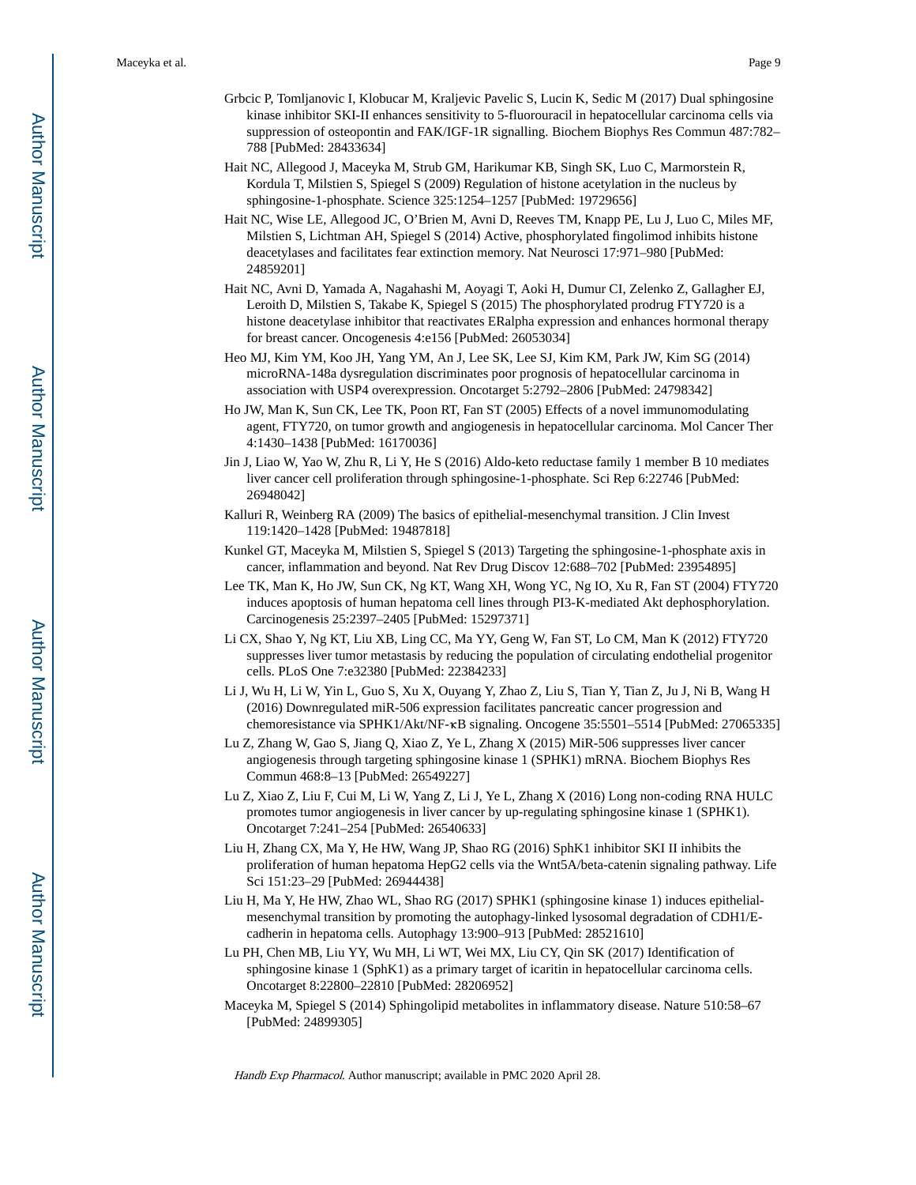Grbcic P, Tomljanovic I, Klobucar M, Kraljevic Pavelic S, Lucin K, Sedic M (2017) Dual sphingosine kinase inhibitor SKI-II enhances sensitivity to 5-fluorouracil in hepatocellular carcinoma cells via suppression of osteopontin and FAK/IGF-1R signalling. Biochem Biophys Res Commun 487:782–788 [PubMed: 28433634]

Hait NC, Allegood J, Maceyka M, Strub GM, Harikumar KB, Singh SK, Luo C, Marmorstein R, Kordula T, Milstien S, Spiegel S (2009) Regulation of histone acetylation in the nucleus by sphingosine-1-phosphate. Science 325:1254–1257 [PubMed: 19729656]

Hait NC, Wise LE, Allegood JC, O'Brien M, Avni D, Reeves TM, Knapp PE, Lu J, Luo C, Miles MF, Milstien S, Lichtman AH, Spiegel S (2014) Active, phosphorylated fingolimod inhibits histone deacetylases and facilitates fear extinction memory. Nat Neurosci 17:971–980 [PubMed: 24859201]

Hait NC, Avni D, Yamada A, Nagahashi M, Aoyagi T, Aoki H, Dumur CI, Zelenko Z, Gallagher EJ, Leroith D, Milstien S, Takabe K, Spiegel S (2015) The phosphorylated prodrug FTY720 is a histone deacetylase inhibitor that reactivates ERalpha expression and enhances hormonal therapy for breast cancer. Oncogenesis 4:e156 [PubMed: 26053034]

Heo MJ, Kim YM, Koo JH, Yang YM, An J, Lee SK, Lee SJ, Kim KM, Park JW, Kim SG (2014) microRNA-148a dysregulation discriminates poor prognosis of hepatocellular carcinoma in association with USP4 overexpression. Oncotarget 5:2792–2806 [PubMed: 24798342]

Ho JW, Man K, Sun CK, Lee TK, Poon RT, Fan ST (2005) Effects of a novel immunomodulating agent, FTY720, on tumor growth and angiogenesis in hepatocellular carcinoma. Mol Cancer Ther 4:1430–1438 [PubMed: 16170036]

Jin J, Liao W, Yao W, Zhu R, Li Y, He S (2016) Aldo-keto reductase family 1 member B 10 mediates liver cancer cell proliferation through sphingosine-1-phosphate. Sci Rep 6:22746 [PubMed: 26948042]

Kalluri R, Weinberg RA (2009) The basics of epithelial-mesenchymal transition. J Clin Invest 119:1420–1428 [PubMed: 19487818]

Kunkel GT, Maceyka M, Milstien S, Spiegel S (2013) Targeting the sphingosine-1-phosphate axis in cancer, inflammation and beyond. Nat Rev Drug Discov 12:688–702 [PubMed: 23954895]

Lee TK, Man K, Ho JW, Sun CK, Ng KT, Wang XH, Wong YC, Ng IO, Xu R, Fan ST (2004) FTY720 induces apoptosis of human hepatoma cell lines through PI3-K-mediated Akt dephosphorylation. Carcinogenesis 25:2397–2405 [PubMed: 15297371]

Li CX, Shao Y, Ng KT, Liu XB, Ling CC, Ma YY, Geng W, Fan ST, Lo CM, Man K (2012) FTY720 suppresses liver tumor metastasis by reducing the population of circulating endothelial progenitor cells. PLoS One 7:e32380 [PubMed: 22384233]

Li J, Wu H, Li W, Yin L, Guo S, Xu X, Ouyang Y, Zhao Z, Liu S, Tian Y, Tian Z, Ju J, Ni B, Wang H (2016) Downregulated miR-506 expression facilitates pancreatic cancer progression and chemoresistance via SPHK1/Akt/NF-κB signaling. Oncogene 35:5501–5514 [PubMed: 27065335]

Lu Z, Zhang W, Gao S, Jiang Q, Xiao Z, Ye L, Zhang X (2015) MiR-506 suppresses liver cancer angiogenesis through targeting sphingosine kinase 1 (SPHK1) mRNA. Biochem Biophys Res Commun 468:8–13 [PubMed: 26549227]

Lu Z, Xiao Z, Liu F, Cui M, Li W, Yang Z, Li J, Ye L, Zhang X (2016) Long non-coding RNA HULC promotes tumor angiogenesis in liver cancer by up-regulating sphingosine kinase 1 (SPHK1). Oncotarget 7:241–254 [PubMed: 26540633]

Liu H, Zhang CX, Ma Y, He HW, Wang JP, Shao RG (2016) SphK1 inhibitor SKI II inhibits the proliferation of human hepatoma HepG2 cells via the Wnt5A/beta-catenin signaling pathway. Life Sci 151:23–29 [PubMed: 26944438]

Liu H, Ma Y, He HW, Zhao WL, Shao RG (2017) SPHK1 (sphingosine kinase 1) induces epithelial-mesenchymal transition by promoting the autophagy-linked lysosomal degradation of CDH1/E-cadherin in hepatoma cells. Autophagy 13:900–913 [PubMed: 28521610]

Lu PH, Chen MB, Liu YY, Wu MH, Li WT, Wei MX, Liu CY, Qin SK (2017) Identification of sphingosine kinase 1 (SphK1) as a primary target of icaritin in hepatocellular carcinoma cells. Oncotarget 8:22800–22810 [PubMed: 28206952]

Maceyka M, Spiegel S (2014) Sphingolipid metabolites in inflammatory disease. Nature 510:58–67 [PubMed: 24899305]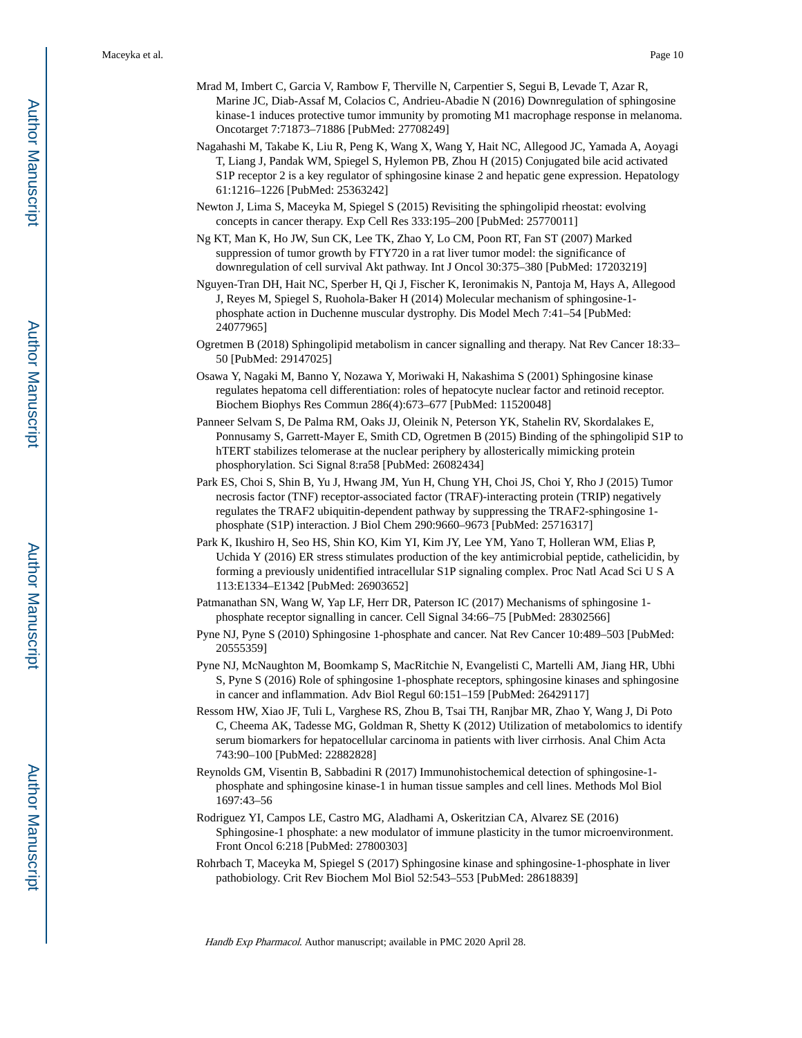Mrad M, Imbert C, Garcia V, Rambow F, Therville N, Carpentier S, Segui B, Levade T, Azar R, Marine JC, Diab-Assaf M, Colacios C, Andrieu-Abadie N (2016) Downregulation of sphingosine kinase-1 induces protective tumor immunity by promoting M1 macrophage response in melanoma. Oncotarget 7:71873–71886 [PubMed: 27708249]

Nagahashi M, Takabe K, Liu R, Peng K, Wang X, Wang Y, Hait NC, Allegood JC, Yamada A, Aoyagi T, Liang J, Pandak WM, Spiegel S, Hylemon PB, Zhou H (2015) Conjugated bile acid activated S1P receptor 2 is a key regulator of sphingosine kinase 2 and hepatic gene expression. Hepatology 61:1216–1226 [PubMed: 25363242]

Newton J, Lima S, Maceyka M, Spiegel S (2015) Revisiting the sphingolipid rheostat: evolving concepts in cancer therapy. Exp Cell Res 333:195–200 [PubMed: 25770011]

Ng KT, Man K, Ho JW, Sun CK, Lee TK, Zhao Y, Lo CM, Poon RT, Fan ST (2007) Marked suppression of tumor growth by FTY720 in a rat liver tumor model: the significance of downregulation of cell survival Akt pathway. Int J Oncol 30:375–380 [PubMed: 17203219]

Nguyen-Tran DH, Hait NC, Sperber H, Qi J, Fischer K, Ieronimakis N, Pantoja M, Hays A, Allegood J, Reyes M, Spiegel S, Ruohola-Baker H (2014) Molecular mechanism of sphingosine-1-phosphate action in Duchenne muscular dystrophy. Dis Model Mech 7:41–54 [PubMed: 24077965]

Ogretmen B (2018) Sphingolipid metabolism in cancer signalling and therapy. Nat Rev Cancer 18:33–50 [PubMed: 29147025]

Osawa Y, Nagaki M, Banno Y, Nozawa Y, Moriwaki H, Nakashima S (2001) Sphingosine kinase regulates hepatoma cell differentiation: roles of hepatocyte nuclear factor and retinoid receptor. Biochem Biophys Res Commun 286(4):673–677 [PubMed: 11520048]

Panneer Selvam S, De Palma RM, Oaks JJ, Oleinik N, Peterson YK, Stahelin RV, Skordalakes E, Ponnusamy S, Garrett-Mayer E, Smith CD, Ogretmen B (2015) Binding of the sphingolipid S1P to hTERT stabilizes telomerase at the nuclear periphery by allosterically mimicking protein phosphorylation. Sci Signal 8:ra58 [PubMed: 26082434]

Park ES, Choi S, Shin B, Yu J, Hwang JM, Yun H, Chung YH, Choi JS, Choi Y, Rho J (2015) Tumor necrosis factor (TNF) receptor-associated factor (TRAF)-interacting protein (TRIP) negatively regulates the TRAF2 ubiquitin-dependent pathway by suppressing the TRAF2-sphingosine 1-phosphate (S1P) interaction. J Biol Chem 290:9660–9673 [PubMed: 25716317]

Park K, Ikushiro H, Seo HS, Shin KO, Kim YI, Kim JY, Lee YM, Yano T, Holleran WM, Elias P, Uchida Y (2016) ER stress stimulates production of the key antimicrobial peptide, cathelicidin, by forming a previously unidentified intracellular S1P signaling complex. Proc Natl Acad Sci U S A 113:E1334–E1342 [PubMed: 26903652]

Patmanathan SN, Wang W, Yap LF, Herr DR, Paterson IC (2017) Mechanisms of sphingosine 1-phosphate receptor signalling in cancer. Cell Signal 34:66–75 [PubMed: 28302566]

Pyne NJ, Pyne S (2010) Sphingosine 1-phosphate and cancer. Nat Rev Cancer 10:489–503 [PubMed: 20555359]

Pyne NJ, McNaughton M, Boomkamp S, MacRitchie N, Evangelisti C, Martelli AM, Jiang HR, Ubhi S, Pyne S (2016) Role of sphingosine 1-phosphate receptors, sphingosine kinases and sphingosine in cancer and inflammation. Adv Biol Regul 60:151–159 [PubMed: 26429117]

Ressom HW, Xiao JF, Tuli L, Varghese RS, Zhou B, Tsai TH, Ranjbar MR, Zhao Y, Wang J, Di Poto C, Cheema AK, Tadesse MG, Goldman R, Shetty K (2012) Utilization of metabolomics to identify serum biomarkers for hepatocellular carcinoma in patients with liver cirrhosis. Anal Chim Acta 743:90–100 [PubMed: 22882828]

Reynolds GM, Visentin B, Sabbadini R (2017) Immunohistochemical detection of sphingosine-1-phosphate and sphingosine kinase-1 in human tissue samples and cell lines. Methods Mol Biol 1697:43–56

Rodriguez YI, Campos LE, Castro MG, Aladhami A, Oskeritzian CA, Alvarez SE (2016) Sphingosine-1 phosphate: a new modulator of immune plasticity in the tumor microenvironment. Front Oncol 6:218 [PubMed: 27800303]

Rohrbach T, Maceyka M, Spiegel S (2017) Sphingosine kinase and sphingosine-1-phosphate in liver pathobiology. Crit Rev Biochem Mol Biol 52:543–553 [PubMed: 28618839]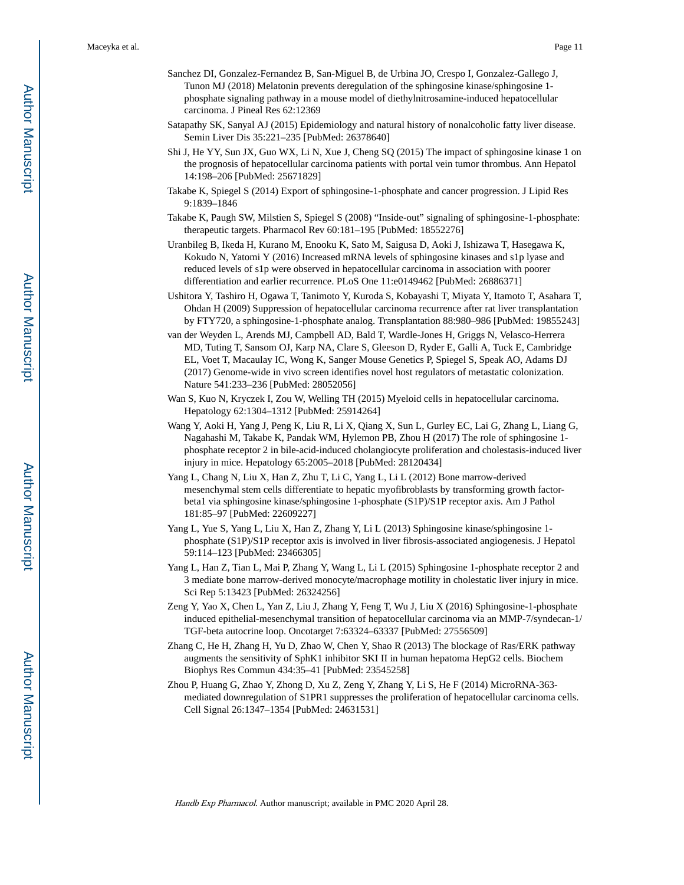Sanchez DI, Gonzalez-Fernandez B, San-Miguel B, de Urbina JO, Crespo I, Gonzalez-Gallego J, Tunon MJ (2018) Melatonin prevents deregulation of the sphingosine kinase/sphingosine 1-phosphate signaling pathway in a mouse model of diethylnitrosamine-induced hepatocellular carcinoma. J Pineal Res 62:12369

Satapathy SK, Sanyal AJ (2015) Epidemiology and natural history of nonalcoholic fatty liver disease. Semin Liver Dis 35:221–235 [PubMed: 26378640]

Shi J, He YY, Sun JX, Guo WX, Li N, Xue J, Cheng SQ (2015) The impact of sphingosine kinase 1 on the prognosis of hepatocellular carcinoma patients with portal vein tumor thrombus. Ann Hepatol 14:198–206 [PubMed: 25671829]

Takabe K, Spiegel S (2014) Export of sphingosine-1-phosphate and cancer progression. J Lipid Res 9:1839–1846

Takabe K, Paugh SW, Milstien S, Spiegel S (2008) "Inside-out" signaling of sphingosine-1-phosphate: therapeutic targets. Pharmacol Rev 60:181–195 [PubMed: 18552276]

Uranbileg B, Ikeda H, Kurano M, Enooku K, Sato M, Saigusa D, Aoki J, Ishizawa T, Hasegawa K, Kokudo N, Yatomi Y (2016) Increased mRNA levels of sphingosine kinases and s1p lyase and reduced levels of s1p were observed in hepatocellular carcinoma in association with poorer differentiation and earlier recurrence. PLoS One 11:e0149462 [PubMed: 26886371]

Ushitora Y, Tashiro H, Ogawa T, Tanimoto Y, Kuroda S, Kobayashi T, Miyata Y, Itamoto T, Asahara T, Ohdan H (2009) Suppression of hepatocellular carcinoma recurrence after rat liver transplantation by FTY720, a sphingosine-1-phosphate analog. Transplantation 88:980–986 [PubMed: 19855243]

van der Weyden L, Arends MJ, Campbell AD, Bald T, Wardle-Jones H, Griggs N, Velasco-Herrera MD, Tuting T, Sansom OJ, Karp NA, Clare S, Gleeson D, Ryder E, Galli A, Tuck E, Cambridge EL, Voet T, Macaulay IC, Wong K, Sanger Mouse Genetics P, Spiegel S, Speak AO, Adams DJ (2017) Genome-wide in vivo screen identifies novel host regulators of metastatic colonization. Nature 541:233–236 [PubMed: 28052056]

Wan S, Kuo N, Kryczek I, Zou W, Welling TH (2015) Myeloid cells in hepatocellular carcinoma. Hepatology 62:1304–1312 [PubMed: 25914264]

Wang Y, Aoki H, Yang J, Peng K, Liu R, Li X, Qiang X, Sun L, Gurley EC, Lai G, Zhang L, Liang G, Nagahashi M, Takabe K, Pandak WM, Hylemon PB, Zhou H (2017) The role of sphingosine 1-phosphate receptor 2 in bile-acid-induced cholangiocyte proliferation and cholestasis-induced liver injury in mice. Hepatology 65:2005–2018 [PubMed: 28120434]

Yang L, Chang N, Liu X, Han Z, Zhu T, Li C, Yang L, Li L (2012) Bone marrow-derived mesenchymal stem cells differentiate to hepatic myofibroblasts by transforming growth factor-beta1 via sphingosine kinase/sphingosine 1-phosphate (S1P)/S1P receptor axis. Am J Pathol 181:85–97 [PubMed: 22609227]

Yang L, Yue S, Yang L, Liu X, Han Z, Zhang Y, Li L (2013) Sphingosine kinase/sphingosine 1-phosphate (S1P)/S1P receptor axis is involved in liver fibrosis-associated angiogenesis. J Hepatol 59:114–123 [PubMed: 23466305]

Yang L, Han Z, Tian L, Mai P, Zhang Y, Wang L, Li L (2015) Sphingosine 1-phosphate receptor 2 and 3 mediate bone marrow-derived monocyte/macrophage motility in cholestatic liver injury in mice. Sci Rep 5:13423 [PubMed: 26324256]

Zeng Y, Yao X, Chen L, Yan Z, Liu J, Zhang Y, Feng T, Wu J, Liu X (2016) Sphingosine-1-phosphate induced epithelial-mesenchymal transition of hepatocellular carcinoma via an MMP-7/syndecan-1/TGF-beta autocrine loop. Oncotarget 7:63324–63337 [PubMed: 27556509]

Zhang C, He H, Zhang H, Yu D, Zhao W, Chen Y, Shao R (2013) The blockage of Ras/ERK pathway augments the sensitivity of SphK1 inhibitor SKI II in human hepatoma HepG2 cells. Biochem Biophys Res Commun 434:35–41 [PubMed: 23545258]

Zhou P, Huang G, Zhao Y, Zhong D, Xu Z, Zeng Y, Zhang Y, Li S, He F (2014) MicroRNA-363-mediated downregulation of S1PR1 suppresses the proliferation of hepatocellular carcinoma cells. Cell Signal 26:1347–1354 [PubMed: 24631531]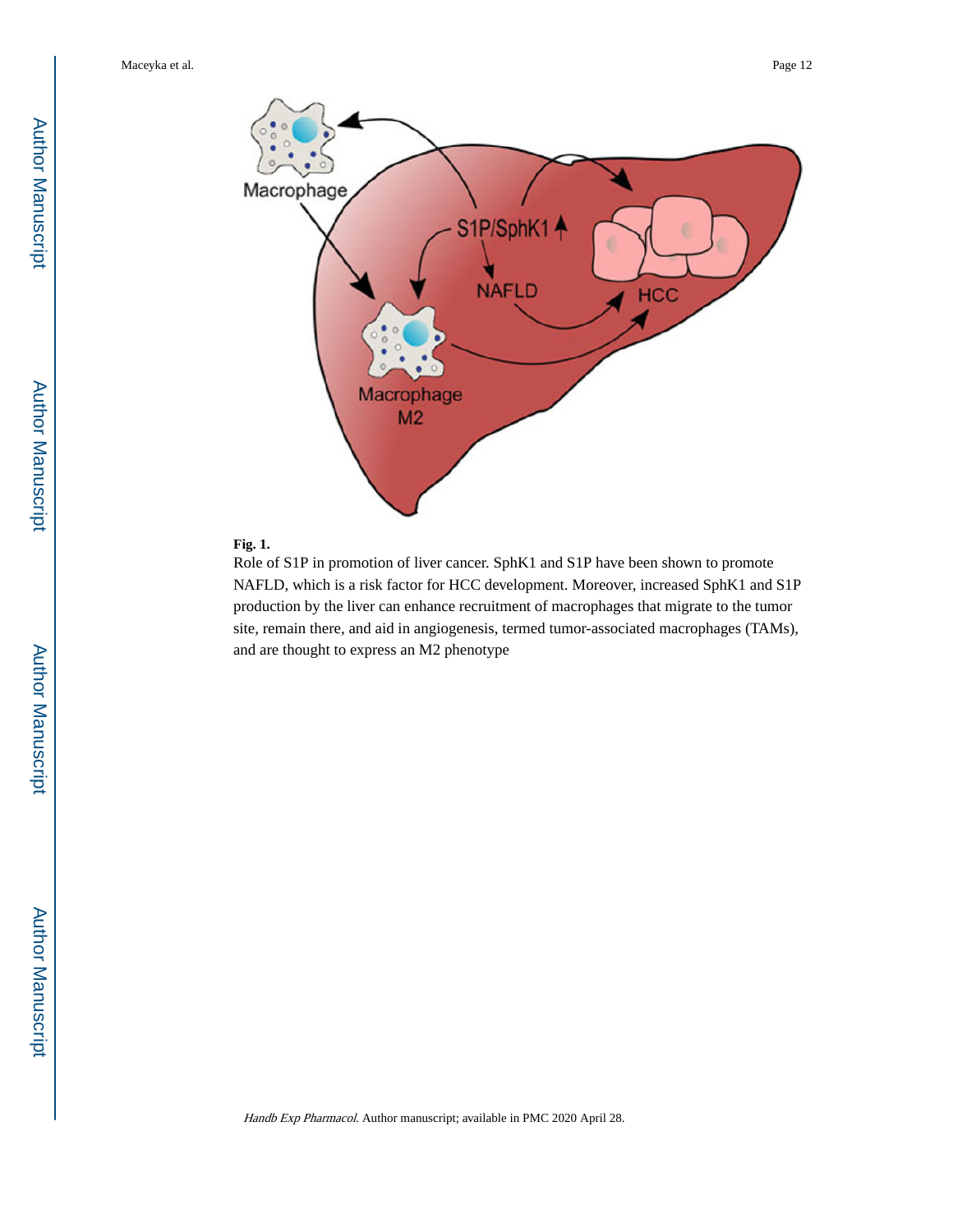**Fig. 1.**

Role of S1P in promotion of liver cancer. SphK1 and S1P have been shown to promote NAFLD, which is a risk factor for HCC development. Moreover, increased SphK1 and S1P production by the liver can enhance recruitment of macrophages that migrate to the tumor site, remain there, and aid in angiogenesis, termed tumor-associated macrophages (TAMs), and are thought to express an M2 phenotype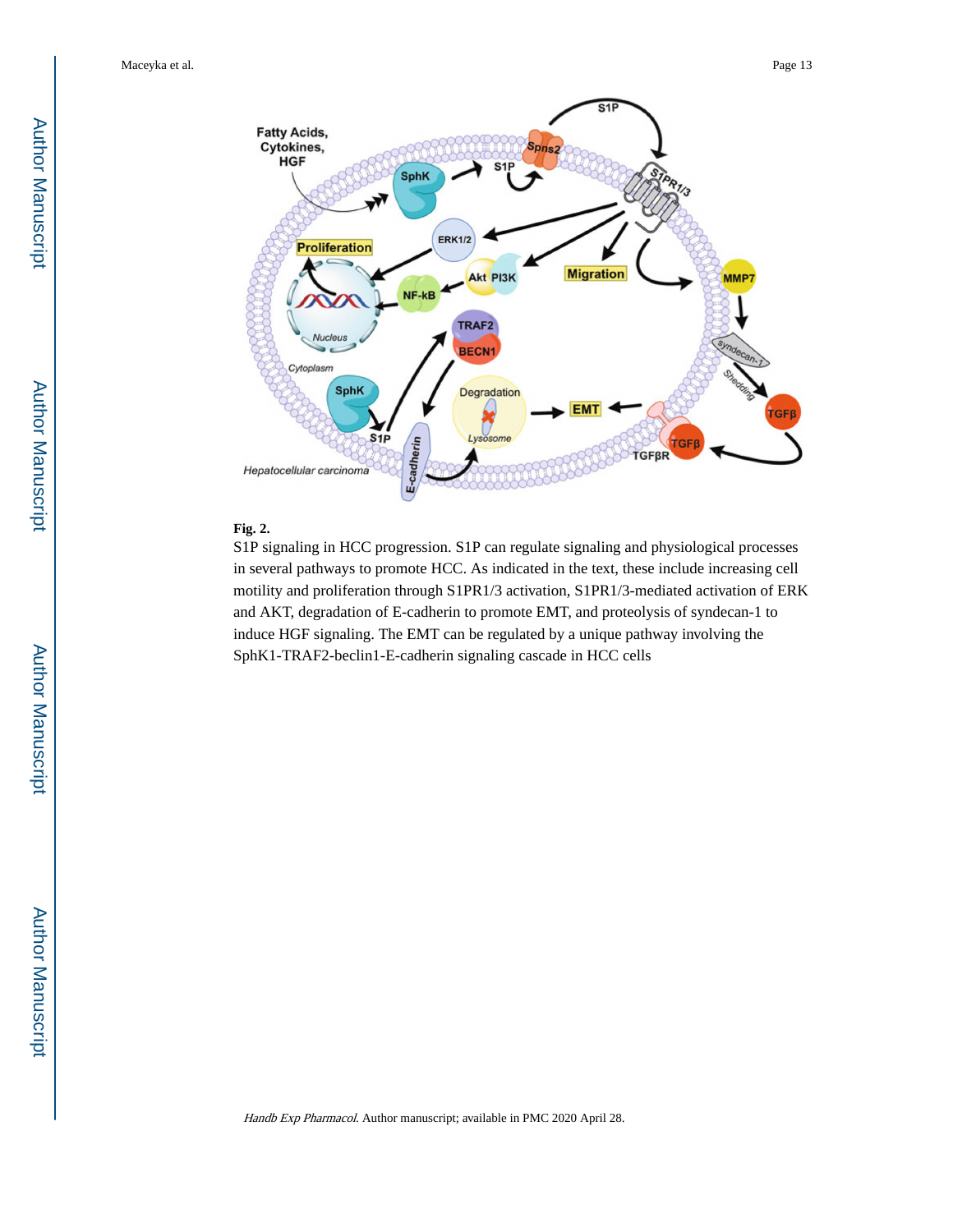**Fig. 2.**

S1P signaling in HCC progression. S1P can regulate signaling and physiological processes in several pathways to promote HCC. As indicated in the text, these include increasing cell motility and proliferation through S1PR1/3 activation, S1PR1/3-mediated activation of ERK and AKT, degradation of E-cadherin to promote EMT, and proteolysis of syndecan-1 to induce HGF signaling. The EMT can be regulated by a unique pathway involving the SphK1-TRAF2-beclin1-E-cadherin signaling cascade in HCC cells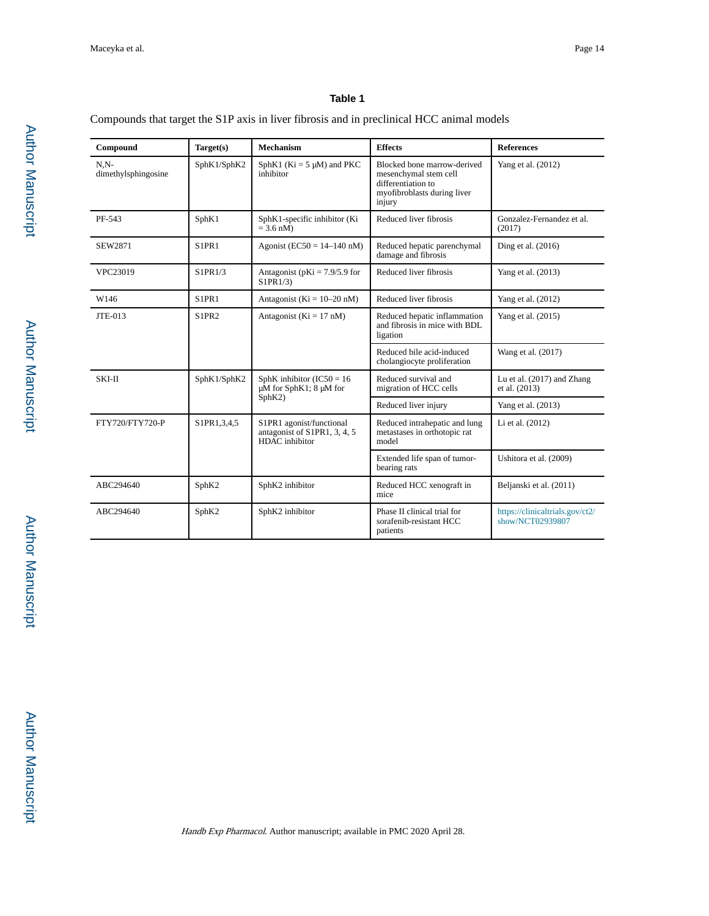## Table 1

Compounds that target the S1P axis in liver fibrosis and in preclinical HCC animal models

| Compound | Target(s) | Mechanism | Effects | References |
|---|---|---|---|---|
| N,N-dimethylsphingosine | SphK1/SphK2 | SphK1 (Ki = 5 μM) and PKC inhibitor | Blocked bone marrow-derived mesenchymal stem cell differentiation to myofibroblasts during liver injury | Yang et al. (2012) |
| PF-543 | SphK1 | SphK1-specific inhibitor (Ki = 3.6 nM) | Reduced liver fibrosis | Gonzalez-Fernandez et al. (2017) |
| SEW2871 | S1PR1 | Agonist (EC50 = 14–140 nM) | Reduced hepatic parenchymal damage and fibrosis | Ding et al. (2016) |
| VPC23019 | S1PR1/3 | Antagonist (pKi = 7.9/5.9 for S1PR1/3) | Reduced liver fibrosis | Yang et al. (2013) |
| W146 | S1PR1 | Antagonist (Ki = 10–20 nM) | Reduced liver fibrosis | Yang et al. (2012) |
| JTE-013 | S1PR2 | Antagonist (Ki = 17 nM) | Reduced hepatic inflammation and fibrosis in mice with BDL ligation | Yang et al. (2015) |
| | | | Reduced bile acid-induced cholangiocyte proliferation | Wang et al. (2017) |
| SKI-II | SphK1/SphK2 | SphK inhibitor (IC50 = 16 μM for SphK1; 8 μM for SphK2) | Reduced survival and migration of HCC cells | Lu et al. (2017) and Zhang et al. (2013) |
| | | | Reduced liver injury | Yang et al. (2013) |
| FTY720/FTY720-P | S1PR1,3,4,5 | S1PR1 agonist/functional antagonist of S1PR1, 3, 4, 5 HDAC inhibitor | Reduced intrahepatic and lung metastases in orthotopic rat model | Li et al. (2012) |
| | | | Extended life span of tumor-bearing rats | Ushitora et al. (2009) |
| ABC294640 | SphK2 | SphK2 inhibitor | Reduced HCC xenograft in mice | Beljanski et al. (2011) |
| ABC294640 | SphK2 | SphK2 inhibitor | Phase II clinical trial for sorafenib-resistant HCC patients | https://clinicaltrials.gov/ct2/show/NCT02939807 |